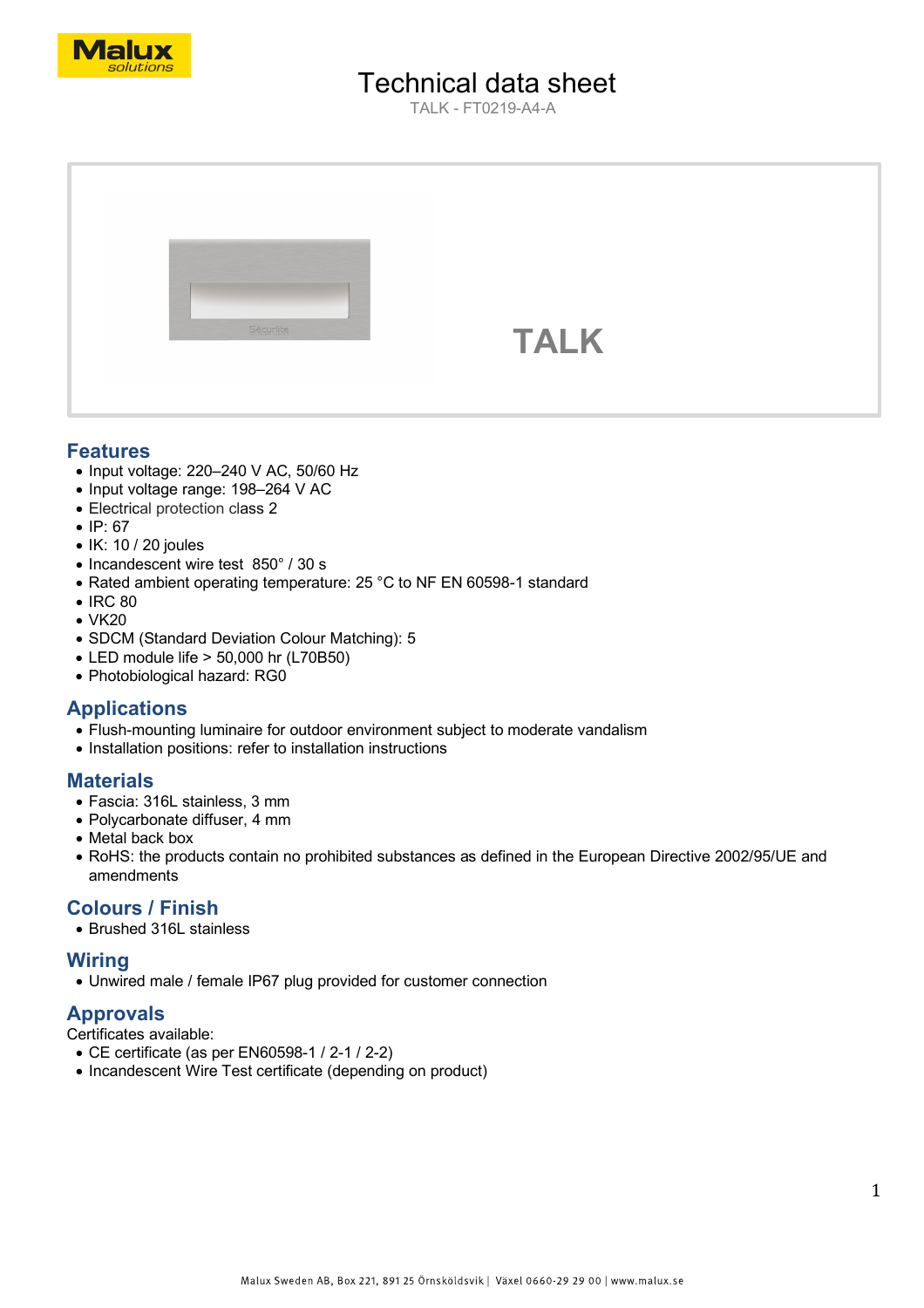# Technical data sheet

TALK - FT0219-A4-A

TALK

## Features

- Input voltage: 220–240 V AC, 50/60 Hz
- Input voltage range: 198–264 V AC
- Electrical protection class 2
- IP: 67
- IK: 10 / 20 joules
- Incandescent wire test 850° / 30 s
- Rated ambient operating temperature: 25 °C to NF EN 60598-1 standard
- IRC 80
- VK20
- SDCM (Standard Deviation Colour Matching): 5
- LED module life > 50,000 hr (L70B50)
- Photobiological hazard: RG0

## Applications

- Flush-mounting luminaire for outdoor environment subject to moderate vandalism
- Installation positions: refer to installation instructions

## Materials

- Fascia: 316L stainless, 3 mm
- Polycarbonate diffuser, 4 mm
- Metal back box
- RoHS: the products contain no prohibited substances as defined in the European Directive 2002/95/UE and amendments

## Colours / Finish

- Brushed 316L stainless

## Wiring

- Unwired male / female IP67 plug provided for customer connection

## Approvals

Certificates available:

- CE certificate (as per EN60598-1 / 2-1 / 2-2)
- Incandescent Wire Test certificate (depending on product)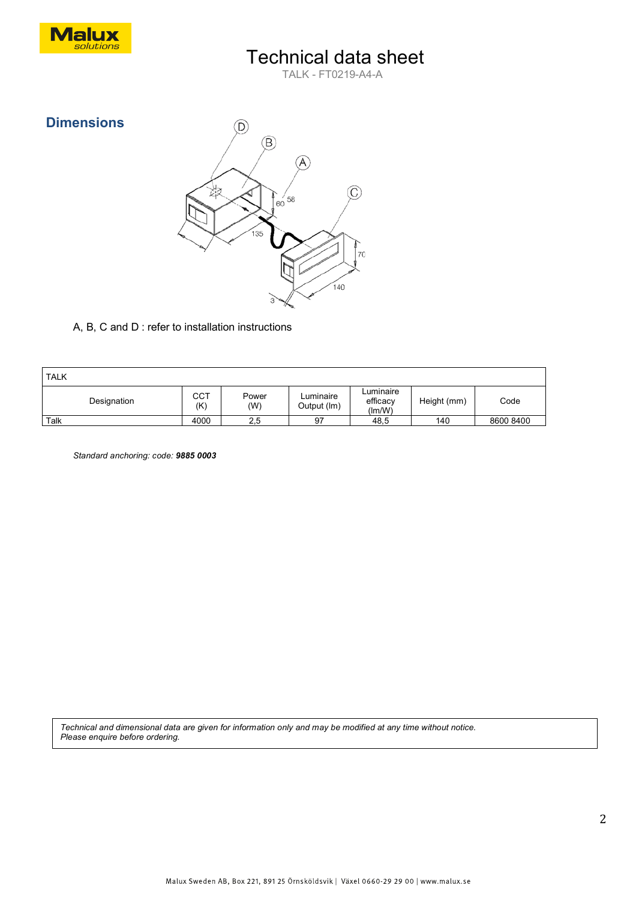# Technical data sheet

TALK - FT0219-A4-A

## Dimensions

D
B
A
C
60
58
135
70
140
3

A, B, C and D : refer to installation instructions

| TALK | | | | | | |
|---|---|---|---|---|---|---|
| Designation | CCT (K) | Power (W) | Luminaire Output (lm) | Luminaire efficacy (lm/W) | Height (mm) | Code |
| Talk | 4000 | 2,5 | 97 | 48,5 | 140 | 8600 8400 |

*Standard anchoring: code:* ***9885 0003***

*Technical and dimensional data are given for information only and may be modified at any time without notice.*
*Please enquire before ordering.*